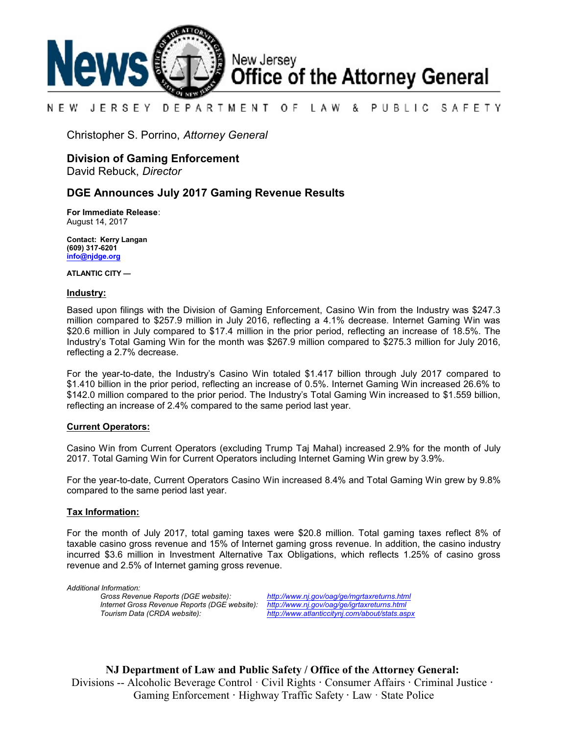# News New Jersey Office of the Attorney General

NEW JERSEY DEPARTMENT OF LAW & PUBLIC SAFETY

Christopher S. Porrino, *Attorney General*

## Division of Gaming Enforcement

David Rebuck, *Director*

## DGE Announces July 2017 Gaming Revenue Results

**For Immediate Release**:
August 14, 2017

**Contact: Kerry Langan**
**(609) 317-6201**
**info@njdge.org**

**ATLANTIC CITY —**

### Industry:

Based upon filings with the Division of Gaming Enforcement, Casino Win from the Industry was $247.3 million compared to $257.9 million in July 2016, reflecting a 4.1% decrease. Internet Gaming Win was $20.6 million in July compared to $17.4 million in the prior period, reflecting an increase of 18.5%. The Industry's Total Gaming Win for the month was $267.9 million compared to $275.3 million for July 2016, reflecting a 2.7% decrease.

For the year-to-date, the Industry's Casino Win totaled $1.417 billion through July 2017 compared to $1.410 billion in the prior period, reflecting an increase of 0.5%. Internet Gaming Win increased 26.6% to $142.0 million compared to the prior period. The Industry's Total Gaming Win increased to $1.559 billion, reflecting an increase of 2.4% compared to the same period last year.

### Current Operators:

Casino Win from Current Operators (excluding Trump Taj Mahal) increased 2.9% for the month of July 2017. Total Gaming Win for Current Operators including Internet Gaming Win grew by 3.9%.

For the year-to-date, Current Operators Casino Win increased 8.4% and Total Gaming Win grew by 9.8% compared to the same period last year.

### Tax Information:

For the month of July 2017, total gaming taxes were $20.8 million. Total gaming taxes reflect 8% of taxable casino gross revenue and 15% of Internet gaming gross revenue. In addition, the casino industry incurred $3.6 million in Investment Alternative Tax Obligations, which reflects 1.25% of casino gross revenue and 2.5% of Internet gaming gross revenue.

*Additional Information:*

| | |
|---|---|
| *Gross Revenue Reports (DGE website):* | *http://www.nj.gov/oag/ge/mgrtaxreturns.html* |
| *Internet Gross Revenue Reports (DGE website):* | *http://www.nj.gov/oag/ge/igrtaxreturns.html* |
| *Tourism Data (CRDA website):* | *http://www.atlanticcitynj.com/about/stats.aspx* |

**NJ Department of Law and Public Safety / Office of the Attorney General:**
Divisions -- Alcoholic Beverage Control · Civil Rights · Consumer Affairs · Criminal Justice · Gaming Enforcement · Highway Traffic Safety · Law · State Police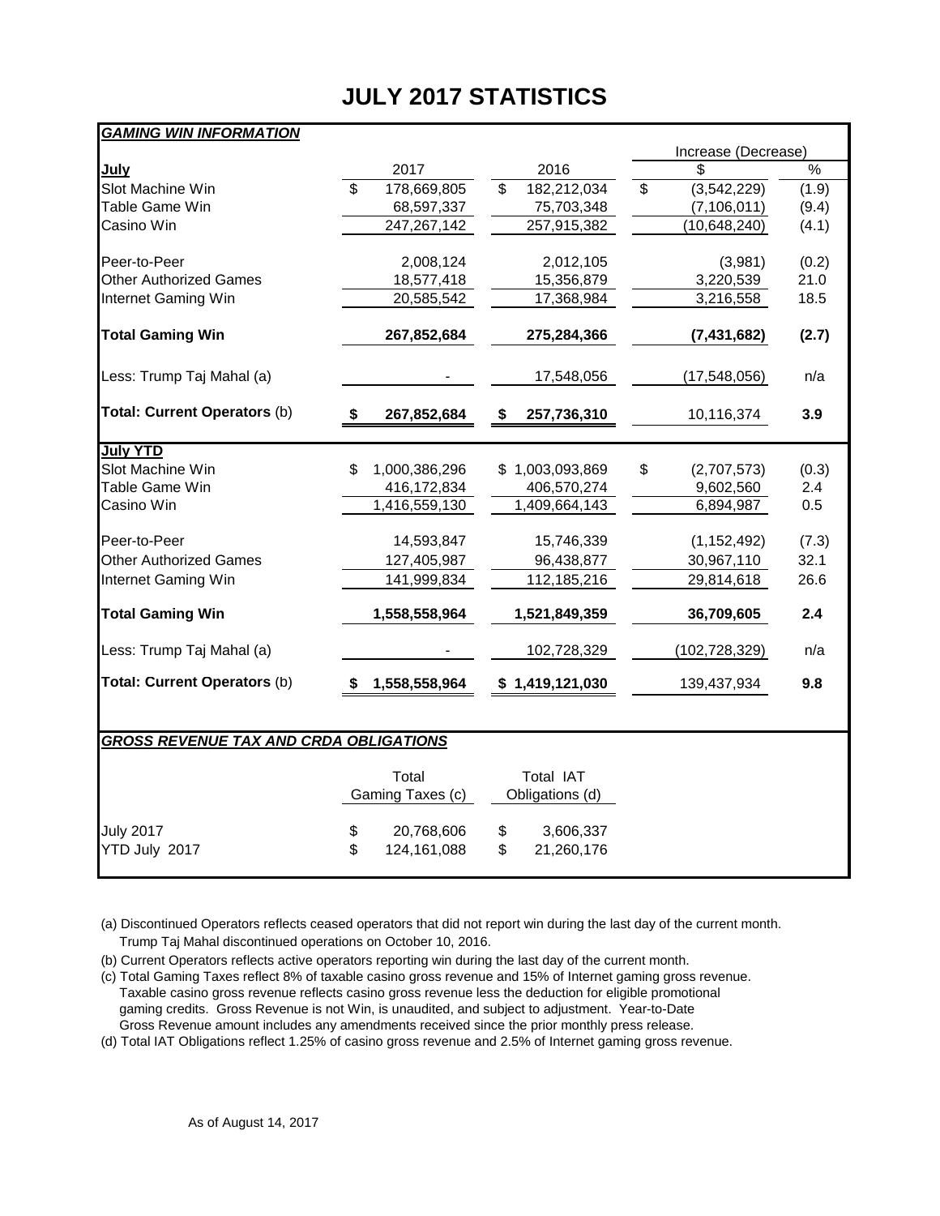# JULY 2017 STATISTICS

***GAMING WIN INFORMATION***

| | | | Increase (Decrease) | |
|---|---|---|---|---|
| **July** | 2017 | 2016 | $ | % |
| Slot Machine Win | $ 178,669,805 | $ 182,212,034 | $ (3,542,229) | (1.9) |
| Table Game Win | 68,597,337 | 75,703,348 | (7,106,011) | (9.4) |
| Casino Win | 247,267,142 | 257,915,382 | (10,648,240) | (4.1) |
| Peer-to-Peer | 2,008,124 | 2,012,105 | (3,981) | (0.2) |
| Other Authorized Games | 18,577,418 | 15,356,879 | 3,220,539 | 21.0 |
| Internet Gaming Win | 20,585,542 | 17,368,984 | 3,216,558 | 18.5 |
| **Total Gaming Win** | **267,852,684** | **275,284,366** | **(7,431,682)** | **(2.7)** |
| Less: Trump Taj Mahal (a) | - | 17,548,056 | (17,548,056) | n/a |
| **Total: Current Operators** (b) | **$ 267,852,684** | **$ 257,736,310** | 10,116,374 | **3.9** |
| **July YTD** | | | | |
| Slot Machine Win | $ 1,000,386,296 | $ 1,003,093,869 | $ (2,707,573) | (0.3) |
| Table Game Win | 416,172,834 | 406,570,274 | 9,602,560 | 2.4 |
| Casino Win | 1,416,559,130 | 1,409,664,143 | 6,894,987 | 0.5 |
| Peer-to-Peer | 14,593,847 | 15,746,339 | (1,152,492) | (7.3) |
| Other Authorized Games | 127,405,987 | 96,438,877 | 30,967,110 | 32.1 |
| Internet Gaming Win | 141,999,834 | 112,185,216 | 29,814,618 | 26.6 |
| **Total Gaming Win** | **1,558,558,964** | **1,521,849,359** | **36,709,605** | **2.4** |
| Less: Trump Taj Mahal (a) | - | 102,728,329 | (102,728,329) | n/a |
| **Total: Current Operators** (b) | **$ 1,558,558,964** | **$ 1,419,121,030** | 139,437,934 | **9.8** |

***GROSS REVENUE TAX AND CRDA OBLIGATIONS***

| | Total Gaming Taxes (c) | Total IAT Obligations (d) |
|---|---|---|
| July 2017 | $ 20,768,606 | $ 3,606,337 |
| YTD July 2017 | $ 124,161,088 | $ 21,260,176 |

(a) Discontinued Operators reflects ceased operators that did not report win during the last day of the current month. Trump Taj Mahal discontinued operations on October 10, 2016.

(b) Current Operators reflects active operators reporting win during the last day of the current month.

(c) Total Gaming Taxes reflect 8% of taxable casino gross revenue and 15% of Internet gaming gross revenue. Taxable casino gross revenue reflects casino gross revenue less the deduction for eligible promotional gaming credits. Gross Revenue is not Win, is unaudited, and subject to adjustment. Year-to-Date Gross Revenue amount includes any amendments received since the prior monthly press release.

(d) Total IAT Obligations reflect 1.25% of casino gross revenue and 2.5% of Internet gaming gross revenue.

As of August 14, 2017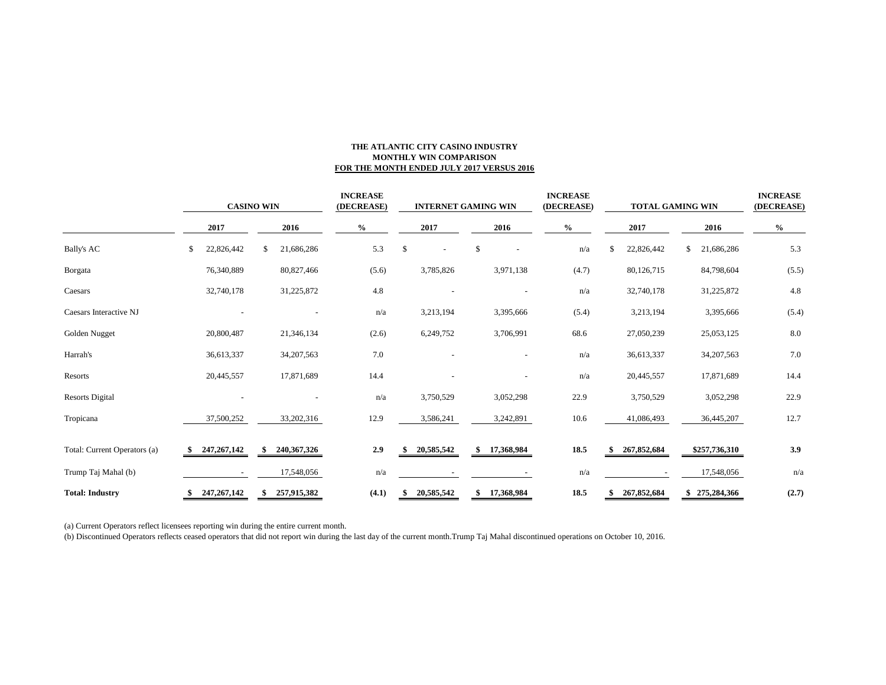**THE ATLANTIC CITY CASINO INDUSTRY**
**MONTHLY WIN COMPARISON**
**FOR THE MONTH ENDED JULY 2017 VERSUS 2016**

| | CASINO WIN | | INCREASE (DECREASE) | INTERNET GAMING WIN | | INCREASE (DECREASE) | TOTAL GAMING WIN | | INCREASE (DECREASE) |
|---|---|---|---|---|---|---|---|---|---|
| | 2017 | 2016 | % | 2017 | 2016 | % | 2017 | 2016 | % |
| Bally's AC | $ 22,826,442 | $ 21,686,286 | 5.3 | $ - | $ - | n/a | $ 22,826,442 | $ 21,686,286 | 5.3 |
| Borgata | 76,340,889 | 80,827,466 | (5.6) | 3,785,826 | 3,971,138 | (4.7) | 80,126,715 | 84,798,604 | (5.5) |
| Caesars | 32,740,178 | 31,225,872 | 4.8 | - | - | n/a | 32,740,178 | 31,225,872 | 4.8 |
| Caesars Interactive NJ | - | - | n/a | 3,213,194 | 3,395,666 | (5.4) | 3,213,194 | 3,395,666 | (5.4) |
| Golden Nugget | 20,800,487 | 21,346,134 | (2.6) | 6,249,752 | 3,706,991 | 68.6 | 27,050,239 | 25,053,125 | 8.0 |
| Harrah's | 36,613,337 | 34,207,563 | 7.0 | - | - | n/a | 36,613,337 | 34,207,563 | 7.0 |
| Resorts | 20,445,557 | 17,871,689 | 14.4 | - | - | n/a | 20,445,557 | 17,871,689 | 14.4 |
| Resorts Digital | - | - | n/a | 3,750,529 | 3,052,298 | 22.9 | 3,750,529 | 3,052,298 | 22.9 |
| Tropicana | 37,500,252 | 33,202,316 | 12.9 | 3,586,241 | 3,242,891 | 10.6 | 41,086,493 | 36,445,207 | 12.7 |
| Total: Current Operators (a) | **$ 247,267,142** | **$ 240,367,326** | **2.9** | **$ 20,585,542** | **$ 17,368,984** | **18.5** | **$ 267,852,684** | **$257,736,310** | **3.9** |
| Trump Taj Mahal (b) | - | 17,548,056 | n/a | - | - | n/a | - | 17,548,056 | n/a |
| **Total: Industry** | **$ 247,267,142** | **$ 257,915,382** | **(4.1)** | **$ 20,585,542** | **$ 17,368,984** | **18.5** | **$ 267,852,684** | **$ 275,284,366** | **(2.7)** |

(a) Current Operators reflect licensees reporting win during the entire current month.

(b) Discontinued Operators reflects ceased operators that did not report win during the last day of the current month.Trump Taj Mahal discontinued operations on October 10, 2016.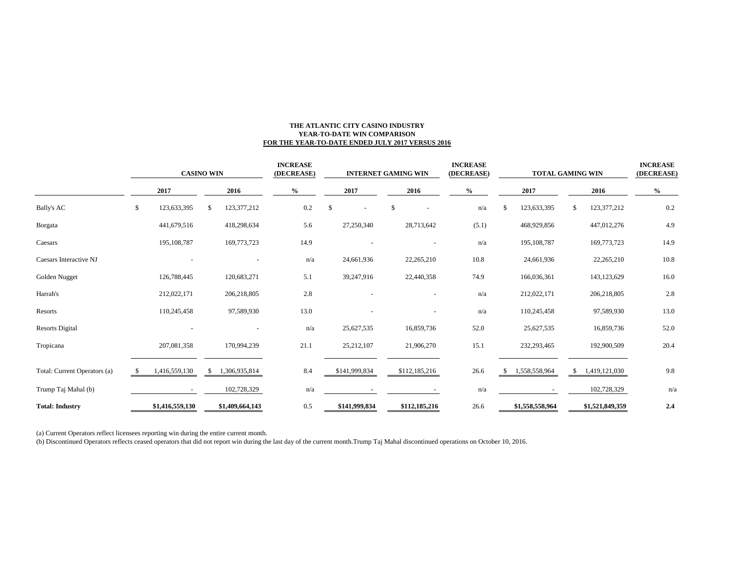**THE ATLANTIC CITY CASINO INDUSTRY**
**YEAR-TO-DATE WIN COMPARISON**
**FOR THE YEAR-TO-DATE ENDED JULY 2017 VERSUS 2016**

| | CASINO WIN | | INCREASE (DECREASE) | INTERNET GAMING WIN | | INCREASE (DECREASE) | TOTAL GAMING WIN | | INCREASE (DECREASE) |
|---|---|---|---|---|---|---|---|---|---|
| | 2017 | 2016 | % | 2017 | 2016 | % | 2017 | 2016 | % |
| Bally's AC | $ 123,633,395 | $ 123,377,212 | 0.2 | $ - | $ - | n/a | $ 123,633,395 | $ 123,377,212 | 0.2 |
| Borgata | 441,679,516 | 418,298,634 | 5.6 | 27,250,340 | 28,713,642 | (5.1) | 468,929,856 | 447,012,276 | 4.9 |
| Caesars | 195,108,787 | 169,773,723 | 14.9 | - | - | n/a | 195,108,787 | 169,773,723 | 14.9 |
| Caesars Interactive NJ | - | - | n/a | 24,661,936 | 22,265,210 | 10.8 | 24,661,936 | 22,265,210 | 10.8 |
| Golden Nugget | 126,788,445 | 120,683,271 | 5.1 | 39,247,916 | 22,440,358 | 74.9 | 166,036,361 | 143,123,629 | 16.0 |
| Harrah's | 212,022,171 | 206,218,805 | 2.8 | - | - | n/a | 212,022,171 | 206,218,805 | 2.8 |
| Resorts | 110,245,458 | 97,589,930 | 13.0 | - | - | n/a | 110,245,458 | 97,589,930 | 13.0 |
| Resorts Digital | - | - | n/a | 25,627,535 | 16,859,736 | 52.0 | 25,627,535 | 16,859,736 | 52.0 |
| Tropicana | 207,081,358 | 170,994,239 | 21.1 | 25,212,107 | 21,906,270 | 15.1 | 232,293,465 | 192,900,509 | 20.4 |
| Total: Current Operators (a) | $ 1,416,559,130 | $ 1,306,935,814 | 8.4 | $141,999,834 | $112,185,216 | 26.6 | $ 1,558,558,964 | $ 1,419,121,030 | 9.8 |
| Trump Taj Mahal (b) | - | 102,728,329 | n/a | - | - | n/a | - | 102,728,329 | n/a |
| **Total: Industry** | **$1,416,559,130** | **$1,409,664,143** | 0.5 | **$141,999,834** | **$112,185,216** | 26.6 | **$1,558,558,964** | **$1,521,849,359** | **2.4** |

(a) Current Operators reflect licensees reporting win during the entire current month.
(b) Discontinued Operators reflects ceased operators that did not report win during the last day of the current month.Trump Taj Mahal discontinued operations on October 10, 2016.